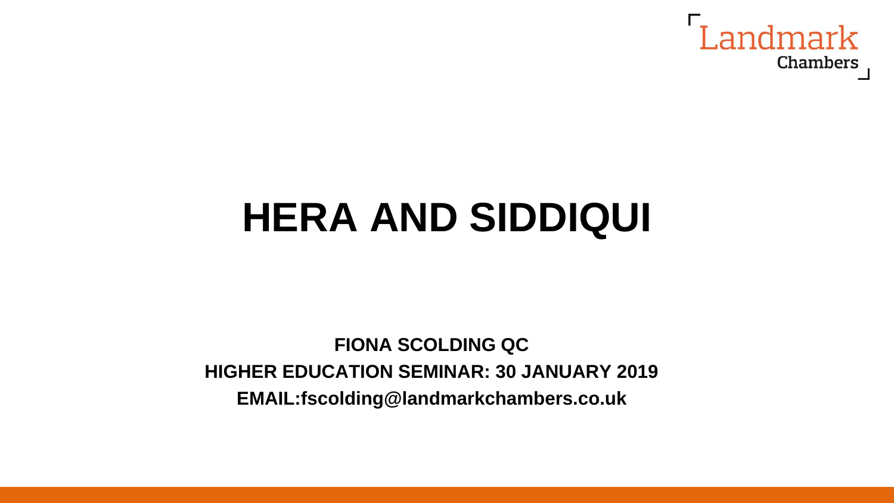Landmark Chambers

# HERA AND SIDDIQUI

**FIONA SCOLDING QC**

**HIGHER EDUCATION SEMINAR: 30 JANUARY 2019**

**EMAIL:fscolding@landmarkchambers.co.uk**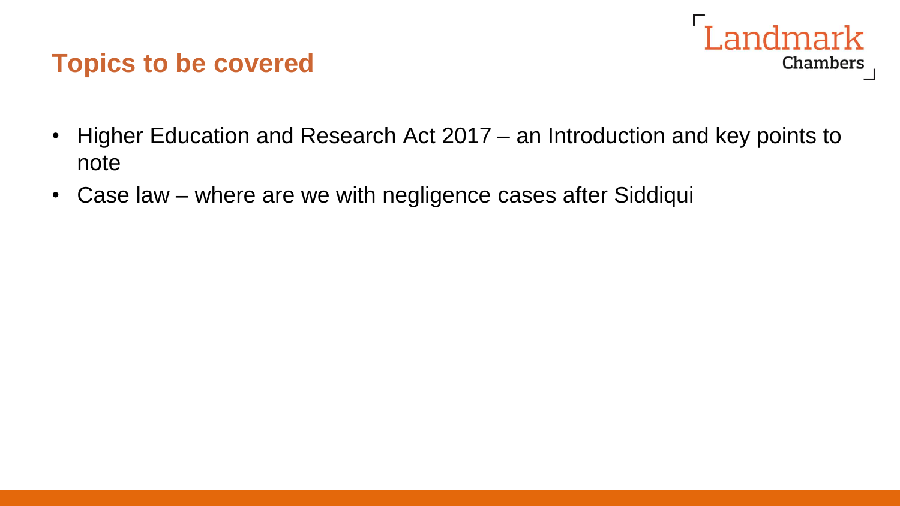## Topics to be covered

- Higher Education and Research Act 2017 – an Introduction and key points to note
- Case law – where are we with negligence cases after Siddiqui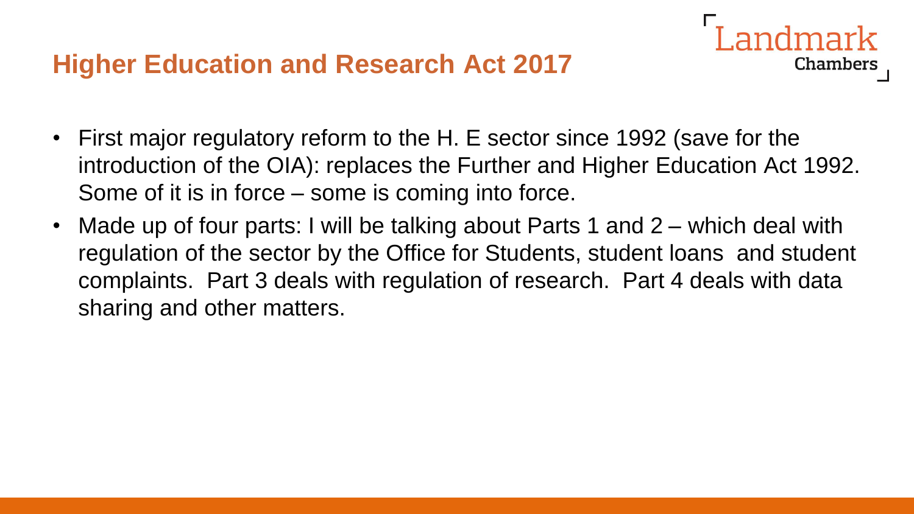## Higher Education and Research Act 2017

- First major regulatory reform to the H. E sector since 1992 (save for the introduction of the OIA): replaces the Further and Higher Education Act 1992. Some of it is in force – some is coming into force.
- Made up of four parts: I will be talking about Parts 1 and 2 – which deal with regulation of the sector by the Office for Students, student loans and student complaints. Part 3 deals with regulation of research. Part 4 deals with data sharing and other matters.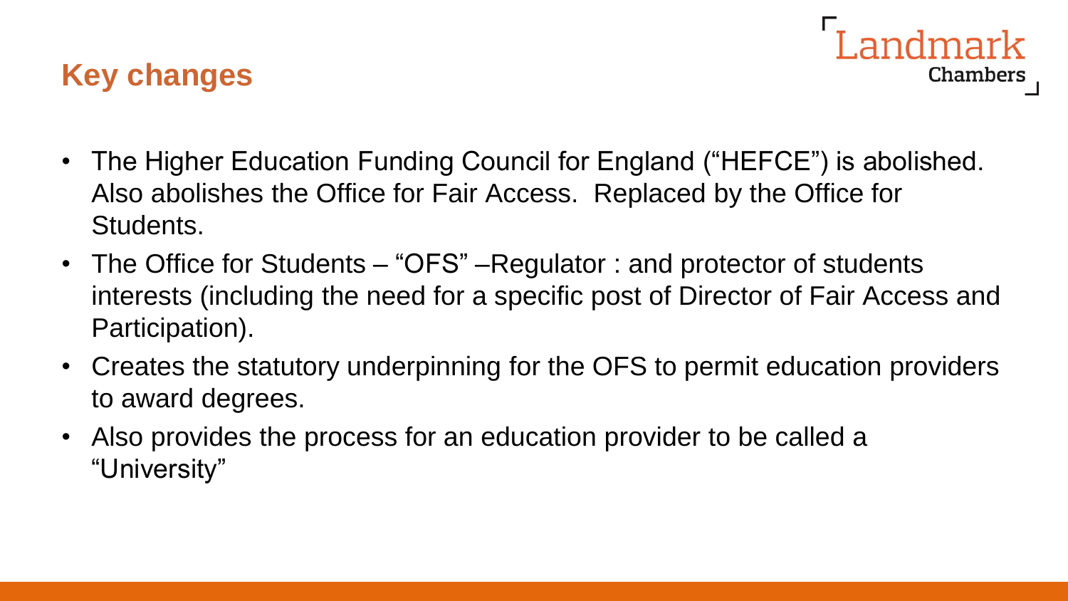## Key changes

- The Higher Education Funding Council for England ("HEFCE") is abolished. Also abolishes the Office for Fair Access. Replaced by the Office for Students.
- The Office for Students – "OFS" –Regulator : and protector of students interests (including the need for a specific post of Director of Fair Access and Participation).
- Creates the statutory underpinning for the OFS to permit education providers to award degrees.
- Also provides the process for an education provider to be called a "University"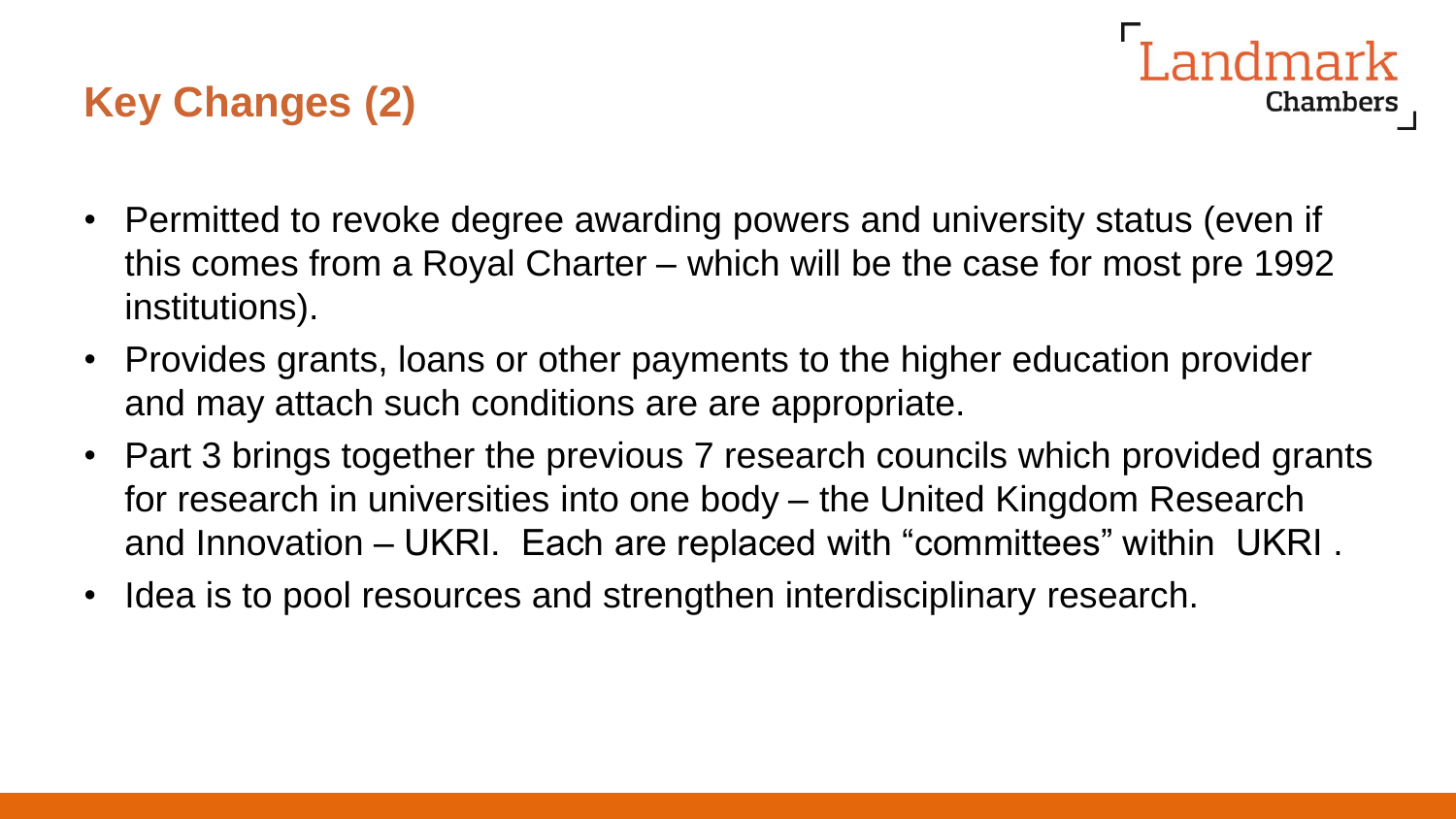## Key Changes (2)

- Permitted to revoke degree awarding powers and university status (even if this comes from a Royal Charter – which will be the case for most pre 1992 institutions).
- Provides grants, loans or other payments to the higher education provider and may attach such conditions are are appropriate.
- Part 3 brings together the previous 7 research councils which provided grants for research in universities into one body – the United Kingdom Research and Innovation – UKRI. Each are replaced with "committees" within UKRI .
- Idea is to pool resources and strengthen interdisciplinary research.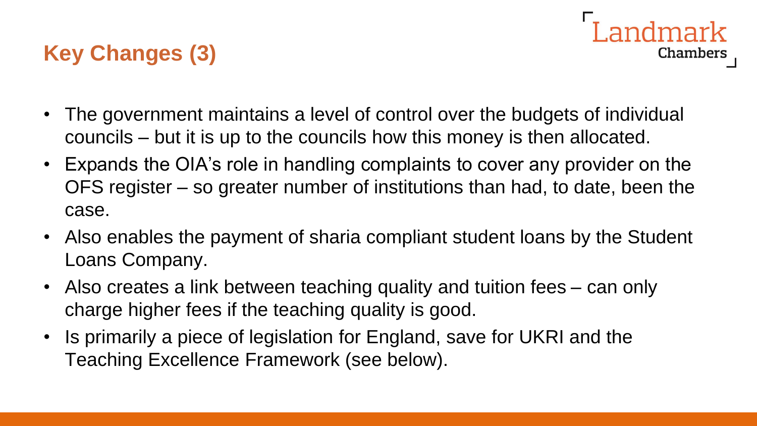## Key Changes (3)

- The government maintains a level of control over the budgets of individual councils – but it is up to the councils how this money is then allocated.
- Expands the OIA's role in handling complaints to cover any provider on the OFS register – so greater number of institutions than had, to date, been the case.
- Also enables the payment of sharia compliant student loans by the Student Loans Company.
- Also creates a link between teaching quality and tuition fees – can only charge higher fees if the teaching quality is good.
- Is primarily a piece of legislation for England, save for UKRI and the Teaching Excellence Framework (see below).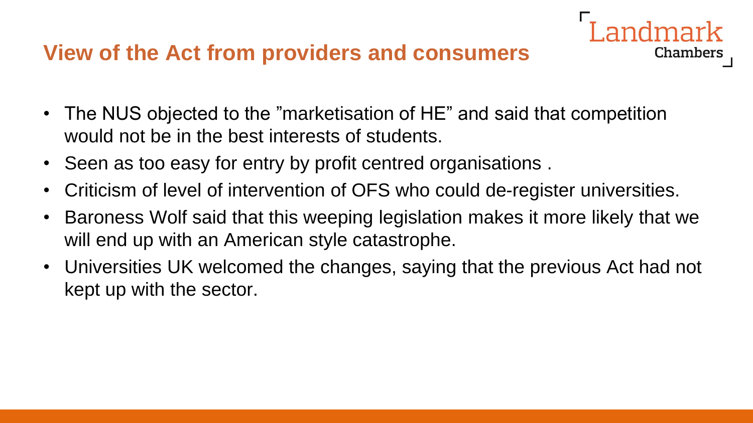## View of the Act from providers and consumers

- The NUS objected to the ”marketisation of HE” and said that competition would not be in the best interests of students.
- Seen as too easy for entry by profit centred organisations .
- Criticism of level of intervention of OFS who could de-register universities.
- Baroness Wolf said that this weeping legislation makes it more likely that we will end up with an American style catastrophe.
- Universities UK welcomed the changes, saying that the previous Act had not kept up with the sector.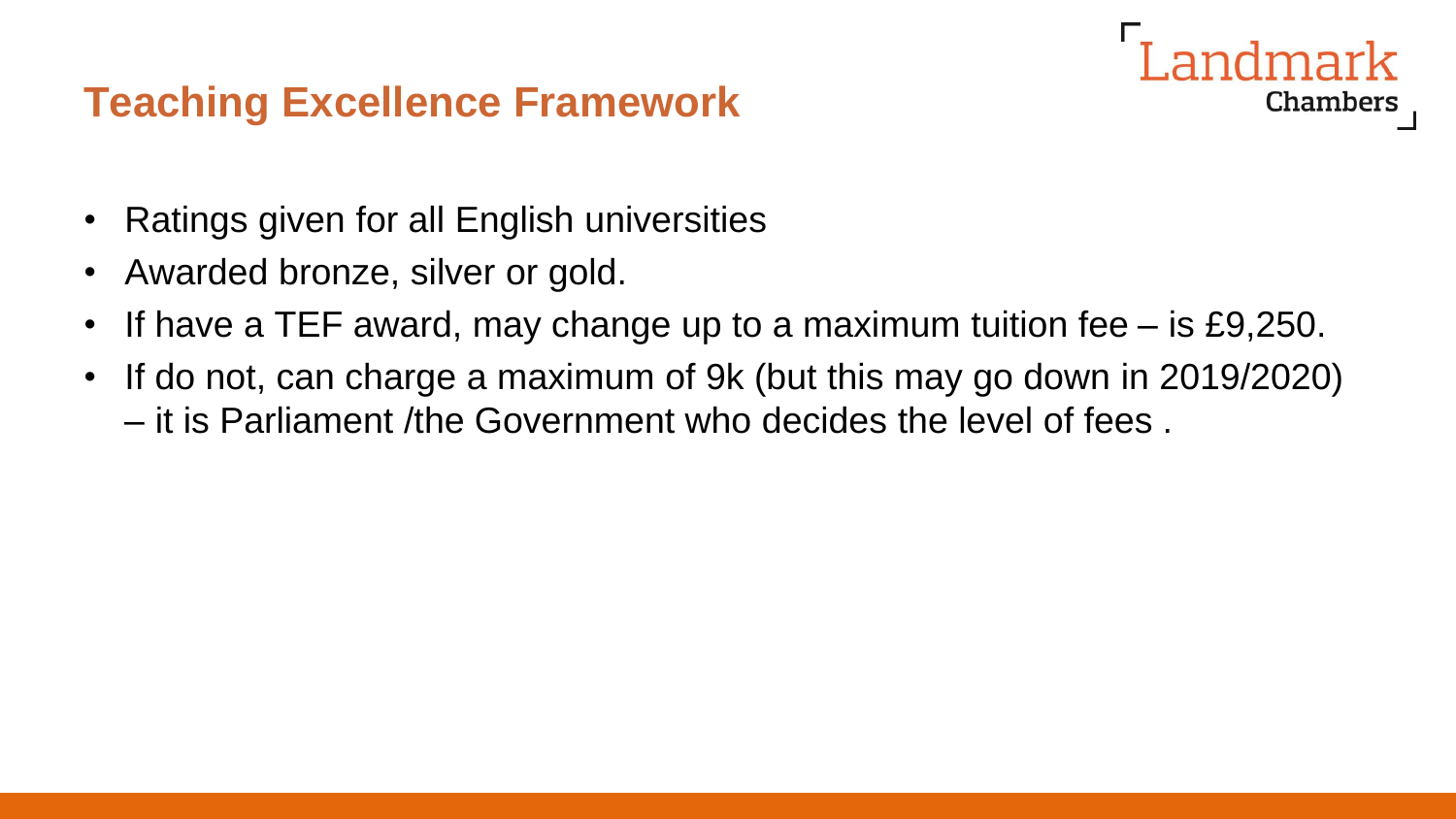## Teaching Excellence Framework

- Ratings given for all English universities
- Awarded bronze, silver or gold.
- If have a TEF award, may change up to a maximum tuition fee – is £9,250.
- If do not, can charge a maximum of 9k (but this may go down in 2019/2020) – it is Parliament /the Government who decides the level of fees .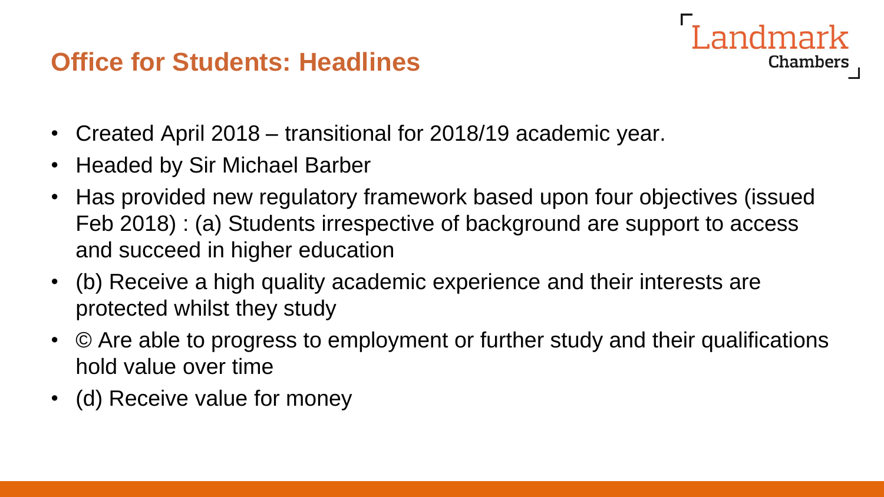## Office for Students: Headlines

- Created April 2018 – transitional for 2018/19 academic year.
- Headed by Sir Michael Barber
- Has provided new regulatory framework based upon four objectives (issued Feb 2018) : (a) Students irrespective of background are support to access and succeed in higher education
- (b) Receive a high quality academic experience and their interests are protected whilst they study
- © Are able to progress to employment or further study and their qualifications hold value over time
- (d) Receive value for money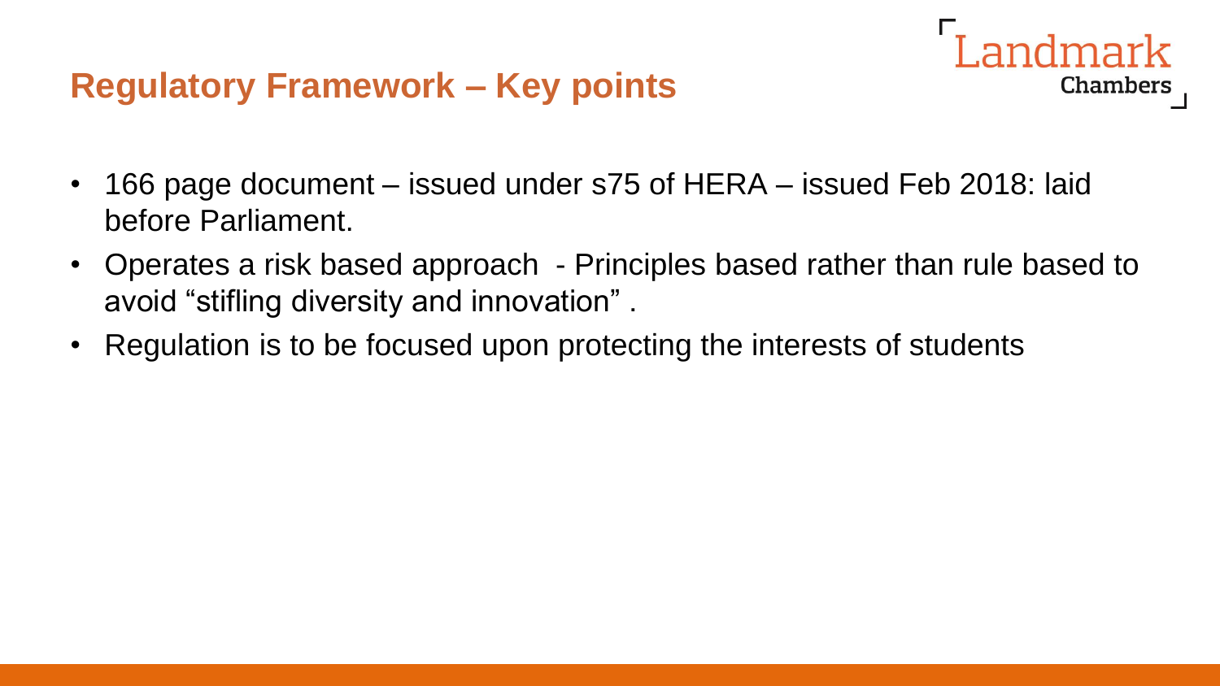## Regulatory Framework – Key points

- 166 page document – issued under s75 of HERA – issued Feb 2018: laid before Parliament.
- Operates a risk based approach - Principles based rather than rule based to avoid "stifling diversity and innovation" .
- Regulation is to be focused upon protecting the interests of students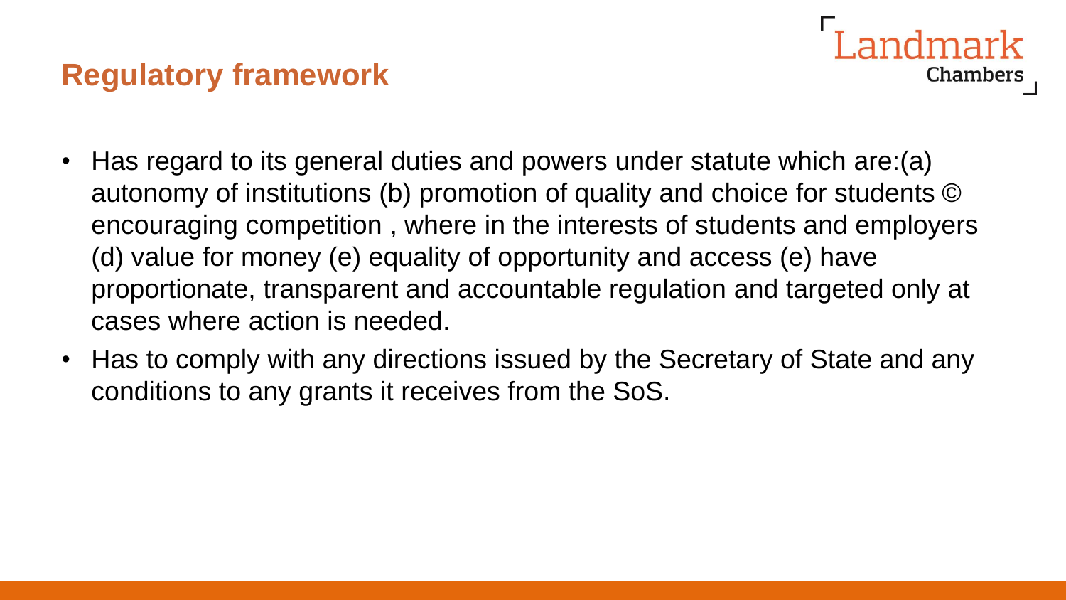## Regulatory framework

- Has regard to its general duties and powers under statute which are:(a) autonomy of institutions (b) promotion of quality and choice for students © encouraging competition , where in the interests of students and employers (d) value for money (e) equality of opportunity and access (e) have proportionate, transparent and accountable regulation and targeted only at cases where action is needed.
- Has to comply with any directions issued by the Secretary of State and any conditions to any grants it receives from the SoS.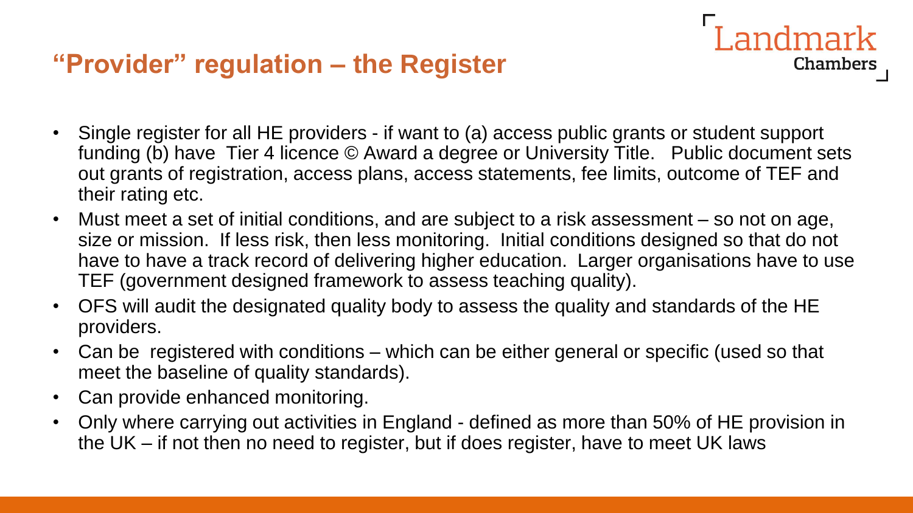## "Provider" regulation – the Register

- Single register for all HE providers - if want to (a) access public grants or student support funding (b) have Tier 4 licence © Award a degree or University Title. Public document sets out grants of registration, access plans, access statements, fee limits, outcome of TEF and their rating etc.
- Must meet a set of initial conditions, and are subject to a risk assessment – so not on age, size or mission. If less risk, then less monitoring. Initial conditions designed so that do not have to have a track record of delivering higher education. Larger organisations have to use TEF (government designed framework to assess teaching quality).
- OFS will audit the designated quality body to assess the quality and standards of the HE providers.
- Can be registered with conditions – which can be either general or specific (used so that meet the baseline of quality standards).
- Can provide enhanced monitoring.
- Only where carrying out activities in England - defined as more than 50% of HE provision in the UK – if not then no need to register, but if does register, have to meet UK laws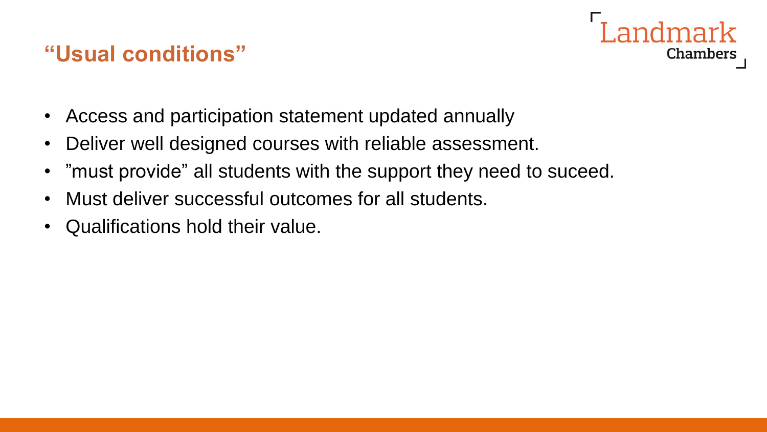## "Usual conditions"

- Access and participation statement updated annually
- Deliver well designed courses with reliable assessment.
- ”must provide” all students with the support they need to suceed.
- Must deliver successful outcomes for all students.
- Qualifications hold their value.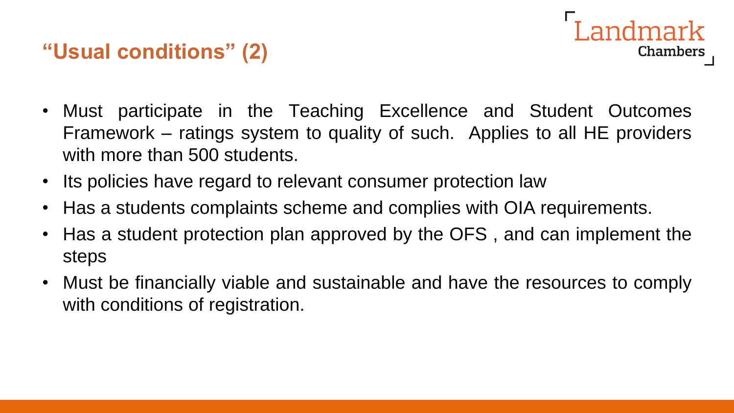## “Usual conditions” (2)

- Must participate in the Teaching Excellence and Student Outcomes Framework – ratings system to quality of such. Applies to all HE providers with more than 500 students.
- Its policies have regard to relevant consumer protection law
- Has a students complaints scheme and complies with OIA requirements.
- Has a student protection plan approved by the OFS , and can implement the steps
- Must be financially viable and sustainable and have the resources to comply with conditions of registration.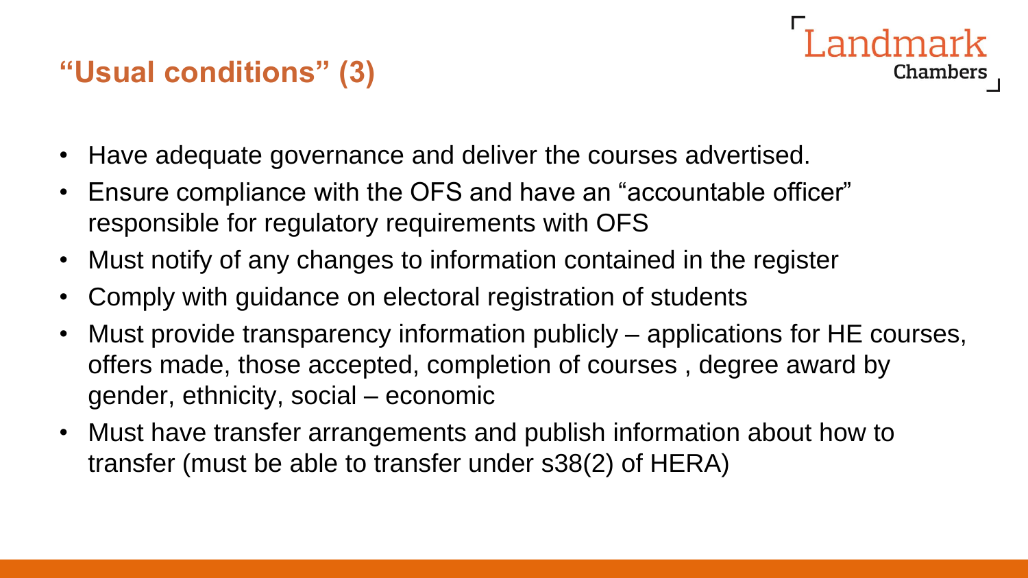## “Usual conditions” (3)

- Have adequate governance and deliver the courses advertised.
- Ensure compliance with the OFS and have an “accountable officer” responsible for regulatory requirements with OFS
- Must notify of any changes to information contained in the register
- Comply with guidance on electoral registration of students
- Must provide transparency information publicly – applications for HE courses, offers made, those accepted, completion of courses , degree award by gender, ethnicity, social – economic
- Must have transfer arrangements and publish information about how to transfer (must be able to transfer under s38(2) of HERA)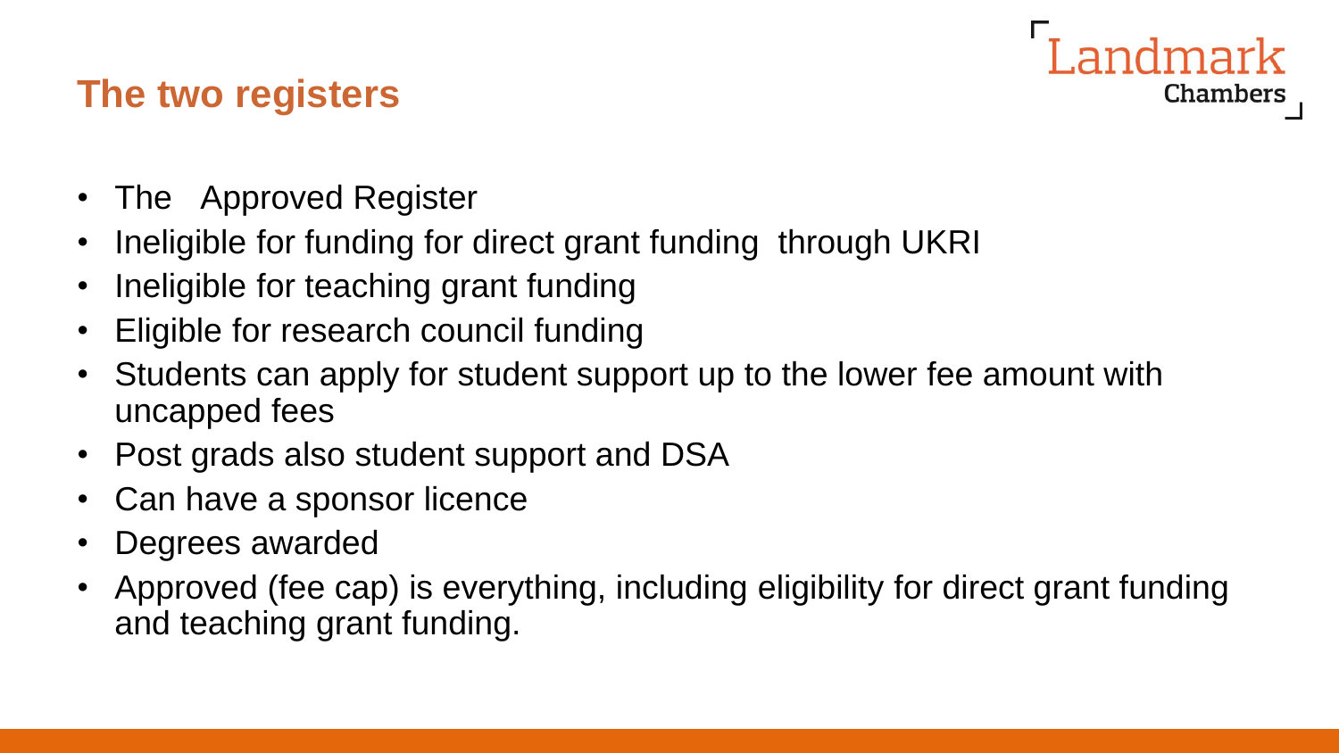## The two registers

- The Approved Register
- Ineligible for funding for direct grant funding through UKRI
- Ineligible for teaching grant funding
- Eligible for research council funding
- Students can apply for student support up to the lower fee amount with uncapped fees
- Post grads also student support and DSA
- Can have a sponsor licence
- Degrees awarded
- Approved (fee cap) is everything, including eligibility for direct grant funding and teaching grant funding.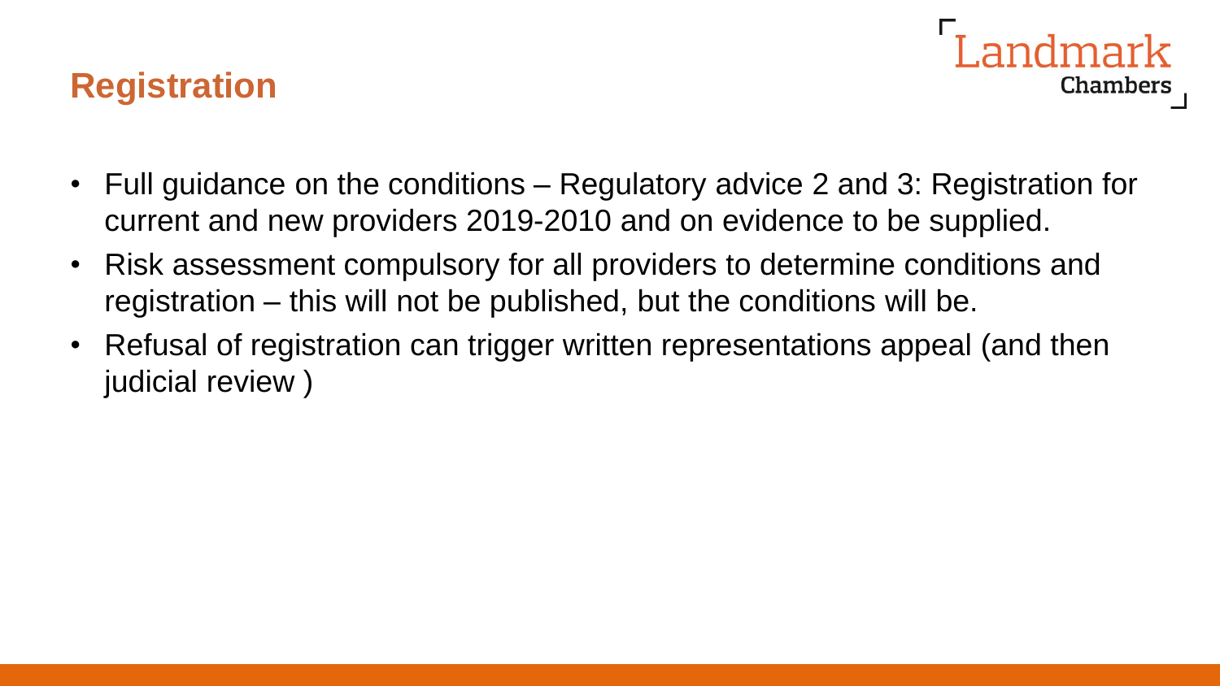## Registration

- Full guidance on the conditions – Regulatory advice 2 and 3: Registration for current and new providers 2019-2010 and on evidence to be supplied.
- Risk assessment compulsory for all providers to determine conditions and registration – this will not be published, but the conditions will be.
- Refusal of registration can trigger written representations appeal (and then judicial review )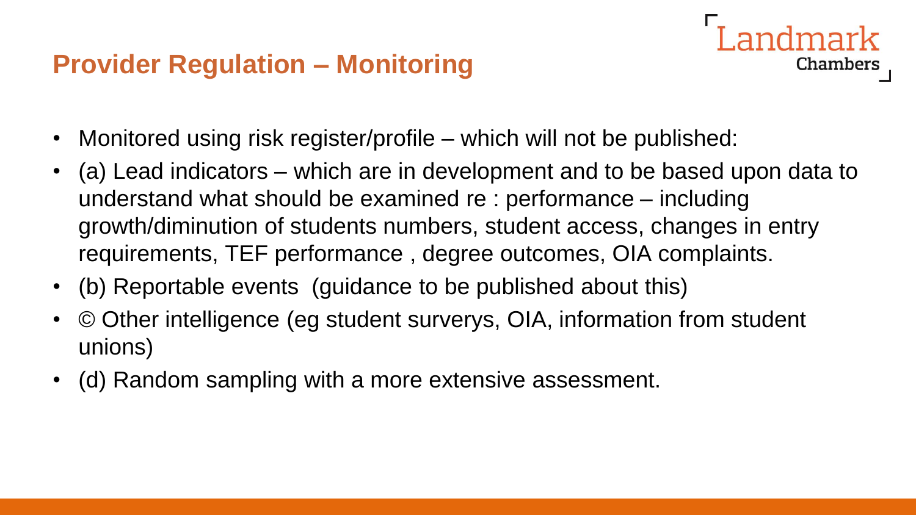## Provider Regulation – Monitoring

- Monitored using risk register/profile – which will not be published:
- (a) Lead indicators – which are in development and to be based upon data to understand what should be examined re : performance – including growth/diminution of students numbers, student access, changes in entry requirements, TEF performance , degree outcomes, OIA complaints.
- (b) Reportable events (guidance to be published about this)
- © Other intelligence (eg student surverys, OIA, information from student unions)
- (d) Random sampling with a more extensive assessment.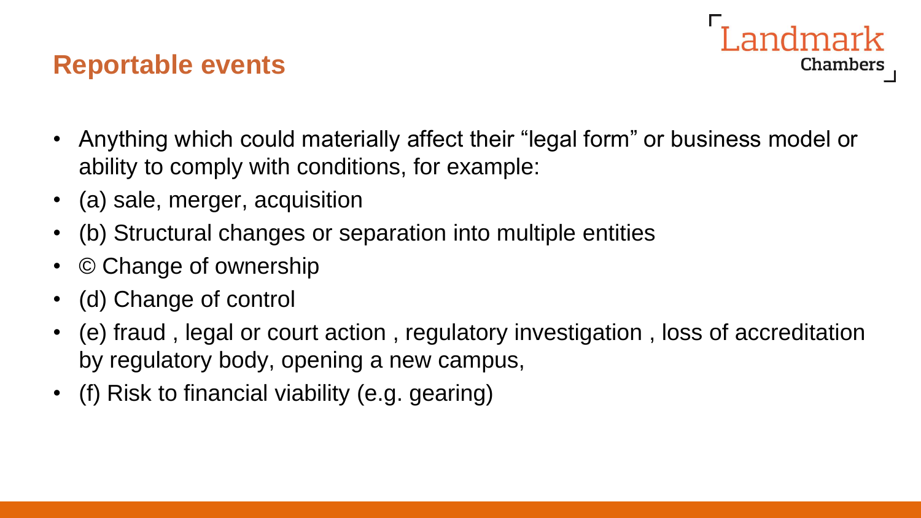## Reportable events

- Anything which could materially affect their "legal form" or business model or ability to comply with conditions, for example:
- (a) sale, merger, acquisition
- (b) Structural changes or separation into multiple entities
- © Change of ownership
- (d) Change of control
- (e) fraud , legal or court action , regulatory investigation , loss of accreditation by regulatory body, opening a new campus,
- (f) Risk to financial viability (e.g. gearing)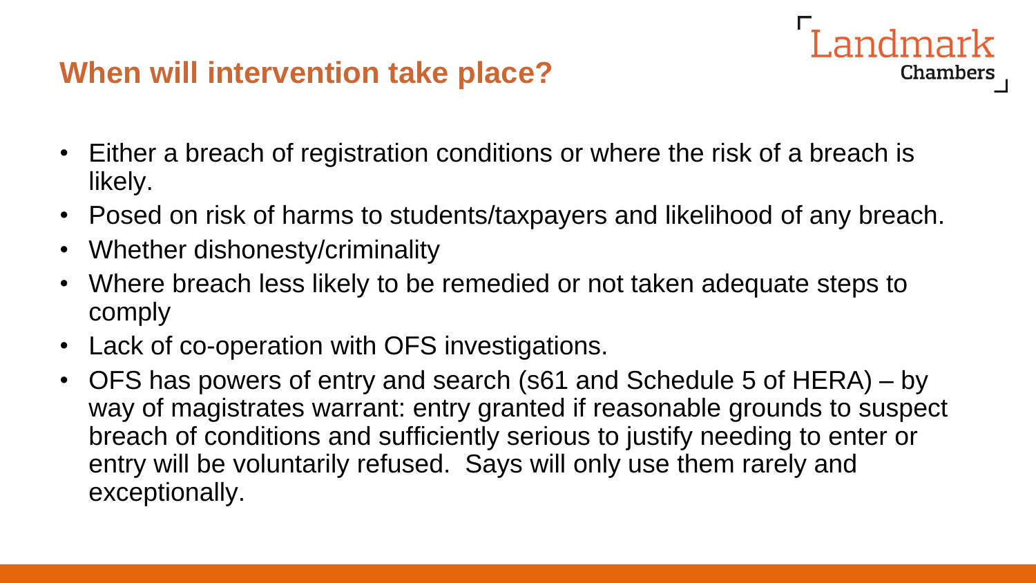## When will intervention take place?

- Either a breach of registration conditions or where the risk of a breach is likely.
- Posed on risk of harms to students/taxpayers and likelihood of any breach.
- Whether dishonesty/criminality
- Where breach less likely to be remedied or not taken adequate steps to comply
- Lack of co-operation with OFS investigations.
- OFS has powers of entry and search (s61 and Schedule 5 of HERA) – by way of magistrates warrant: entry granted if reasonable grounds to suspect breach of conditions and sufficiently serious to justify needing to enter or entry will be voluntarily refused. Says will only use them rarely and exceptionally.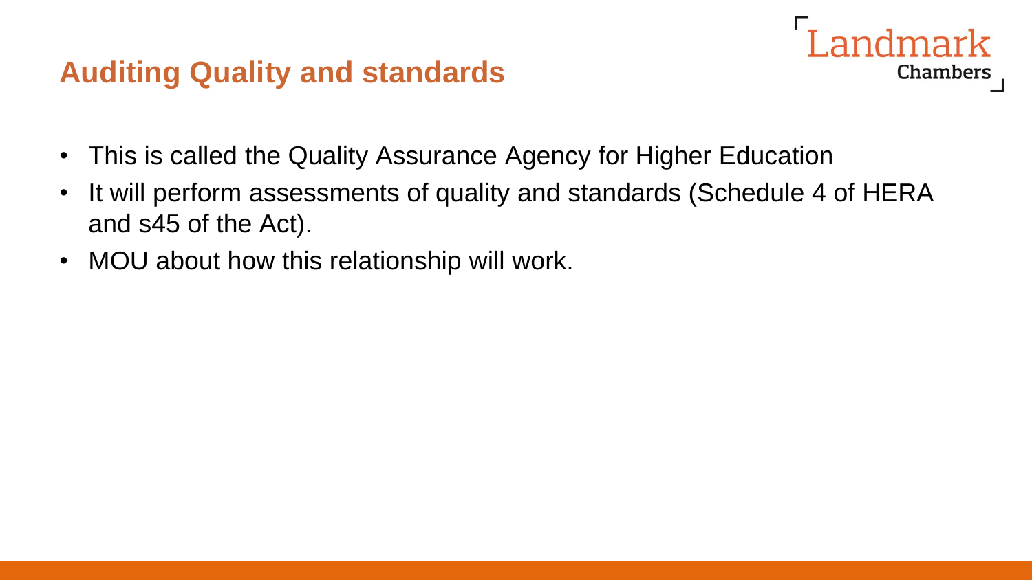## Auditing Quality and standards

- This is called the Quality Assurance Agency for Higher Education
- It will perform assessments of quality and standards (Schedule 4 of HERA and s45 of the Act).
- MOU about how this relationship will work.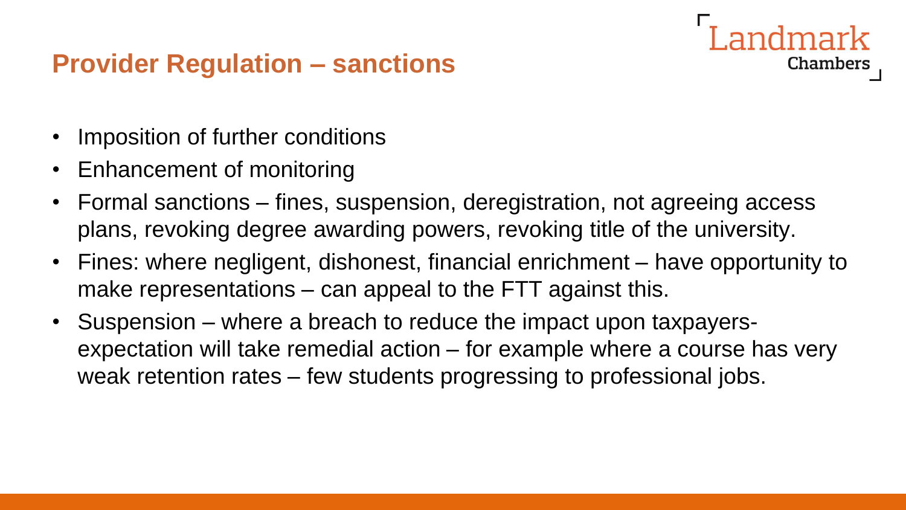## Provider Regulation – sanctions

- Imposition of further conditions
- Enhancement of monitoring
- Formal sanctions – fines, suspension, deregistration, not agreeing access plans, revoking degree awarding powers, revoking title of the university.
- Fines: where negligent, dishonest, financial enrichment – have opportunity to make representations – can appeal to the FTT against this.
- Suspension – where a breach to reduce the impact upon taxpayers-expectation will take remedial action – for example where a course has very weak retention rates – few students progressing to professional jobs.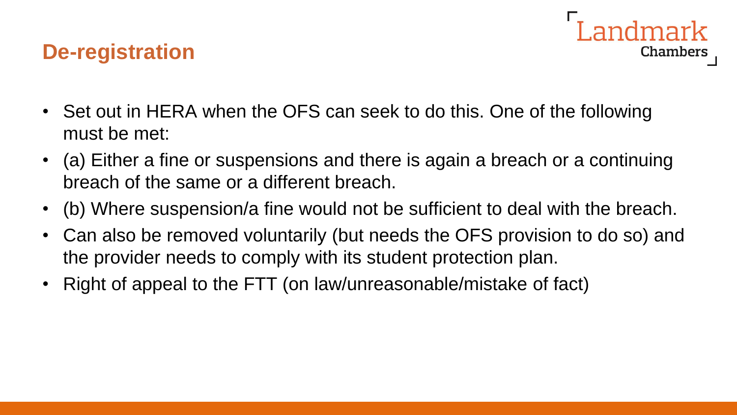## De-registration

- Set out in HERA when the OFS can seek to do this. One of the following must be met:
- (a) Either a fine or suspensions and there is again a breach or a continuing breach of the same or a different breach.
- (b) Where suspension/a fine would not be sufficient to deal with the breach.
- Can also be removed voluntarily (but needs the OFS provision to do so) and the provider needs to comply with its student protection plan.
- Right of appeal to the FTT (on law/unreasonable/mistake of fact)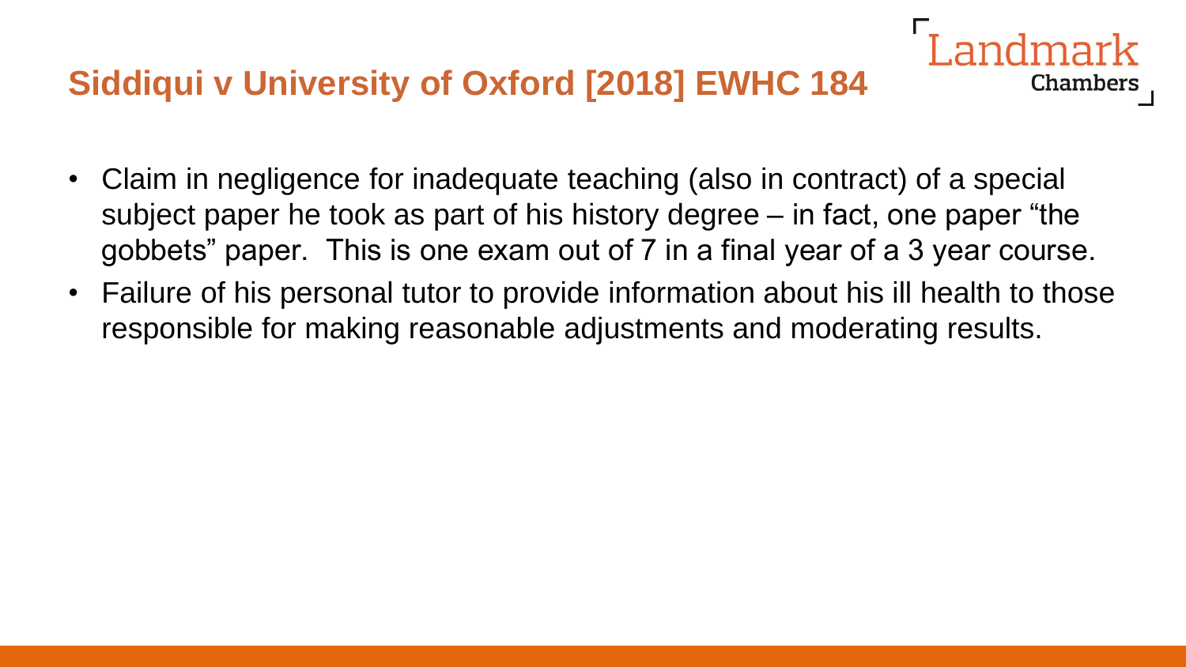## Siddiqui v University of Oxford [2018] EWHC 184

- Claim in negligence for inadequate teaching (also in contract) of a special subject paper he took as part of his history degree – in fact, one paper "the gobbets" paper. This is one exam out of 7 in a final year of a 3 year course.
- Failure of his personal tutor to provide information about his ill health to those responsible for making reasonable adjustments and moderating results.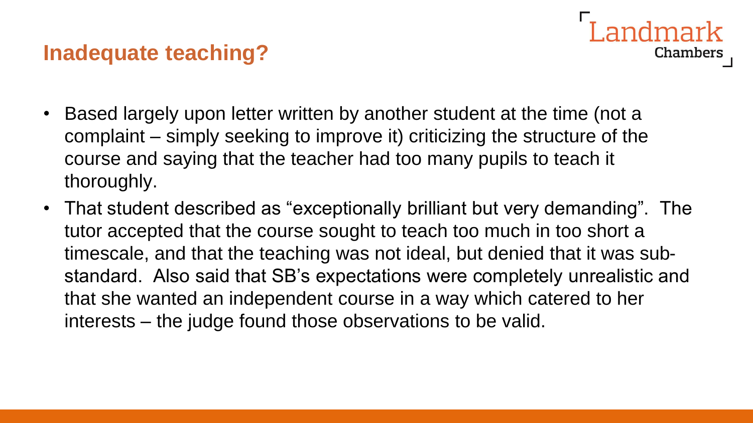## Inadequate teaching?

- Based largely upon letter written by another student at the time (not a complaint – simply seeking to improve it) criticizing the structure of the course and saying that the teacher had too many pupils to teach it thoroughly.
- That student described as "exceptionally brilliant but very demanding". The tutor accepted that the course sought to teach too much in too short a timescale, and that the teaching was not ideal, but denied that it was sub-standard. Also said that SB's expectations were completely unrealistic and that she wanted an independent course in a way which catered to her interests – the judge found those observations to be valid.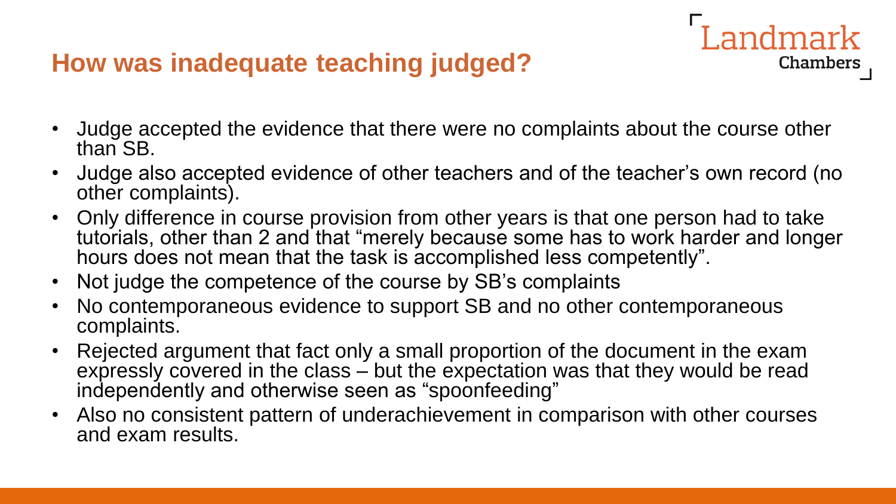## How was inadequate teaching judged?

- Judge accepted the evidence that there were no complaints about the course other than SB.
- Judge also accepted evidence of other teachers and of the teacher's own record (no other complaints).
- Only difference in course provision from other years is that one person had to take tutorials, other than 2 and that "merely because some has to work harder and longer hours does not mean that the task is accomplished less competently".
- Not judge the competence of the course by SB's complaints
- No contemporaneous evidence to support SB and no other contemporaneous complaints.
- Rejected argument that fact only a small proportion of the document in the exam expressly covered in the class – but the expectation was that they would be read independently and otherwise seen as "spoonfeeding"
- Also no consistent pattern of underachievement in comparison with other courses and exam results.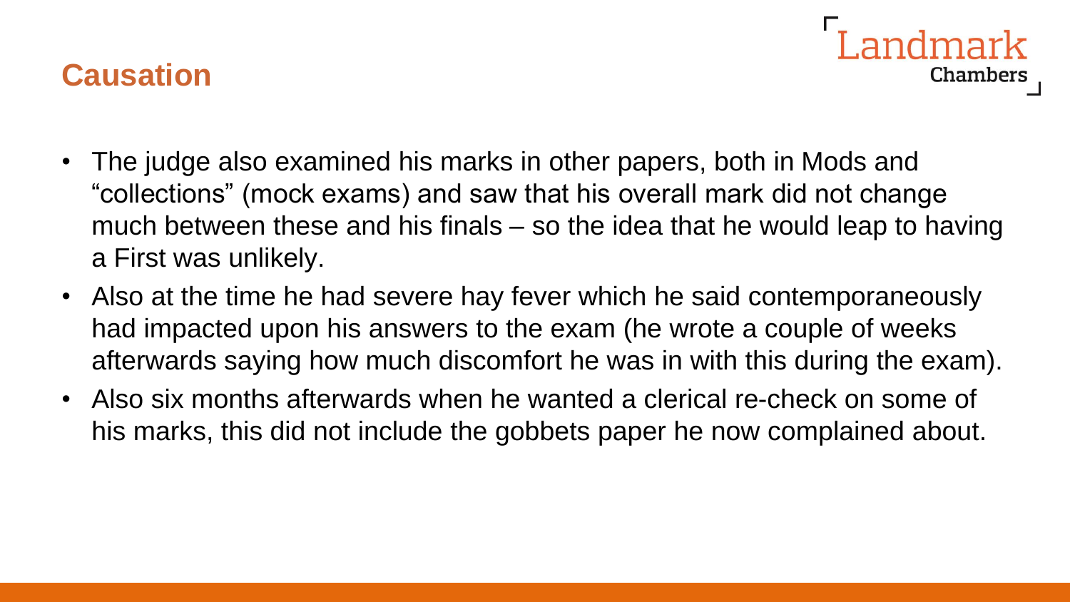## Causation

- The judge also examined his marks in other papers, both in Mods and "collections" (mock exams) and saw that his overall mark did not change much between these and his finals – so the idea that he would leap to having a First was unlikely.
- Also at the time he had severe hay fever which he said contemporaneously had impacted upon his answers to the exam (he wrote a couple of weeks afterwards saying how much discomfort he was in with this during the exam).
- Also six months afterwards when he wanted a clerical re-check on some of his marks, this did not include the gobbets paper he now complained about.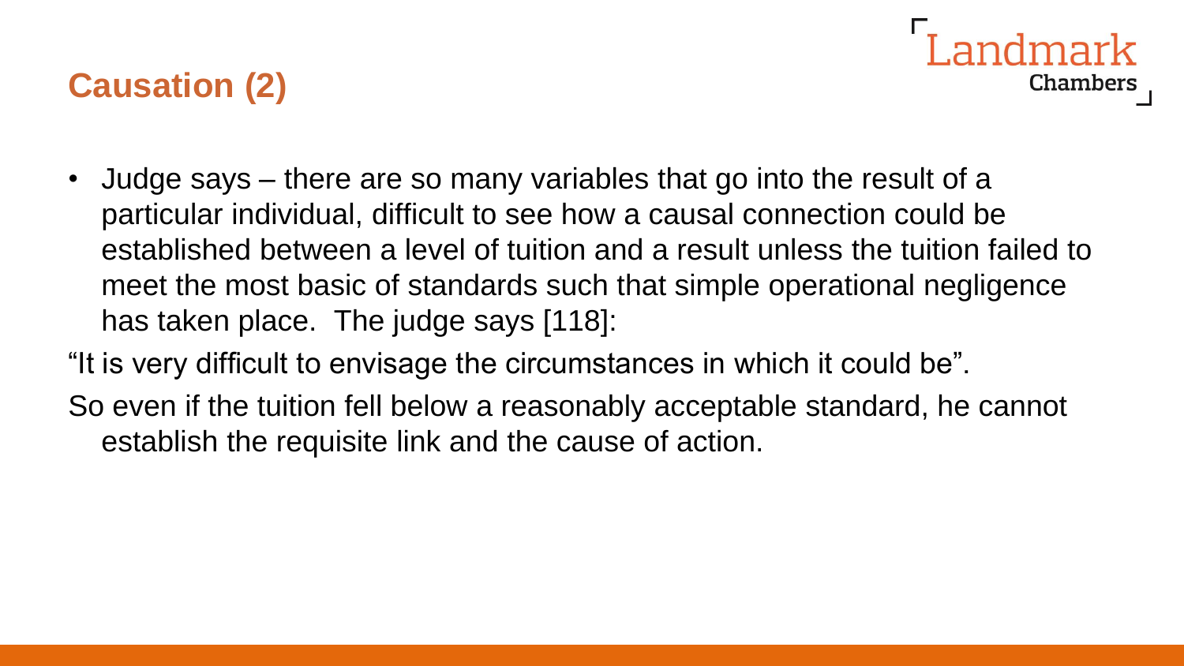## Causation (2)

- Judge says – there are so many variables that go into the result of a particular individual, difficult to see how a causal connection could be established between a level of tuition and a result unless the tuition failed to meet the most basic of standards such that simple operational negligence has taken place. The judge says [118]:

"It is very difficult to envisage the circumstances in which it could be".

So even if the tuition fell below a reasonably acceptable standard, he cannot establish the requisite link and the cause of action.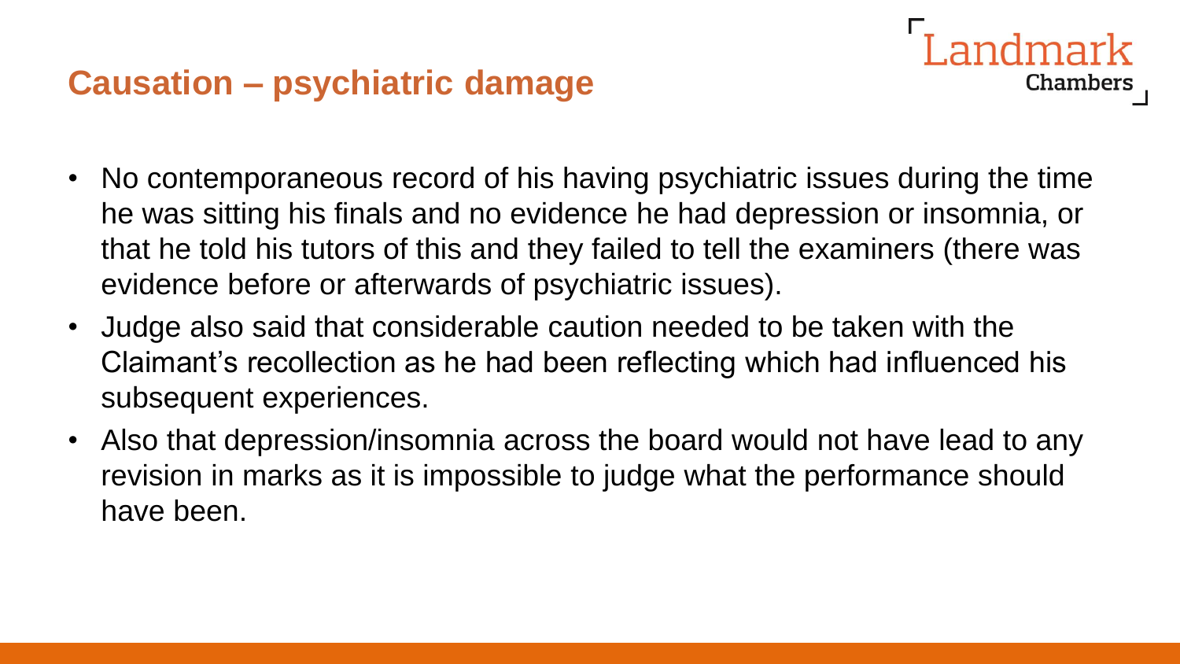# Causation – psychiatric damage

- No contemporaneous record of his having psychiatric issues during the time he was sitting his finals and no evidence he had depression or insomnia, or that he told his tutors of this and they failed to tell the examiners (there was evidence before or afterwards of psychiatric issues).
- Judge also said that considerable caution needed to be taken with the Claimant's recollection as he had been reflecting which had influenced his subsequent experiences.
- Also that depression/insomnia across the board would not have lead to any revision in marks as it is impossible to judge what the performance should have been.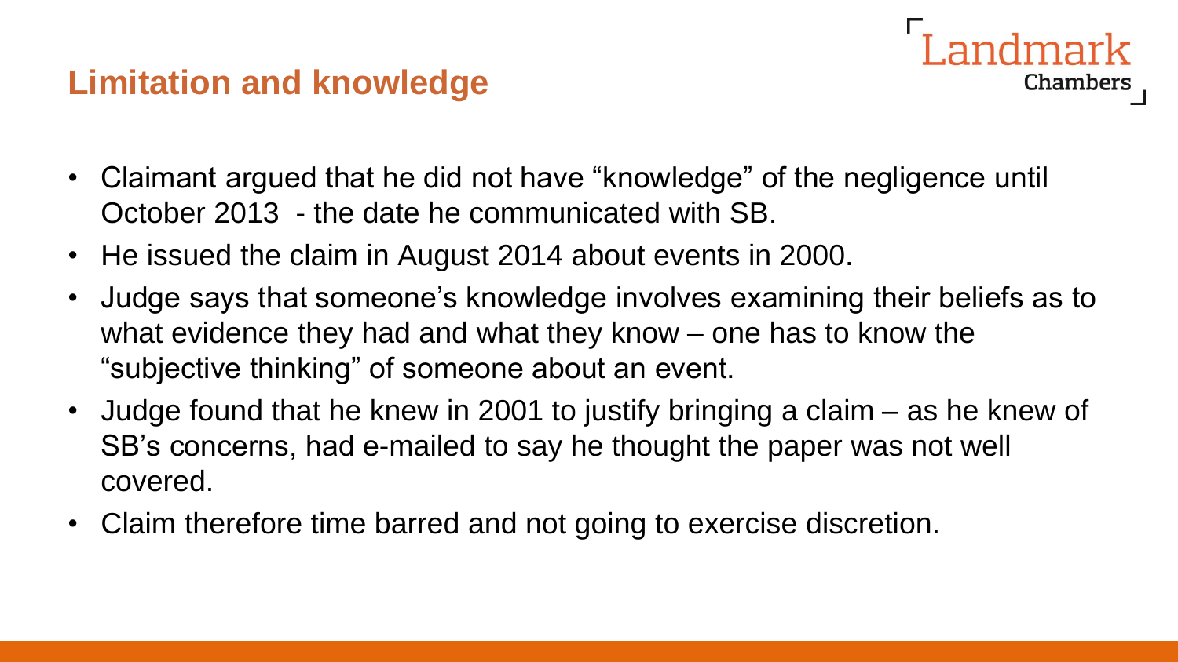## Limitation and knowledge

- Claimant argued that he did not have "knowledge" of the negligence until October 2013 - the date he communicated with SB.
- He issued the claim in August 2014 about events in 2000.
- Judge says that someone's knowledge involves examining their beliefs as to what evidence they had and what they know – one has to know the "subjective thinking" of someone about an event.
- Judge found that he knew in 2001 to justify bringing a claim – as he knew of SB's concerns, had e-mailed to say he thought the paper was not well covered.
- Claim therefore time barred and not going to exercise discretion.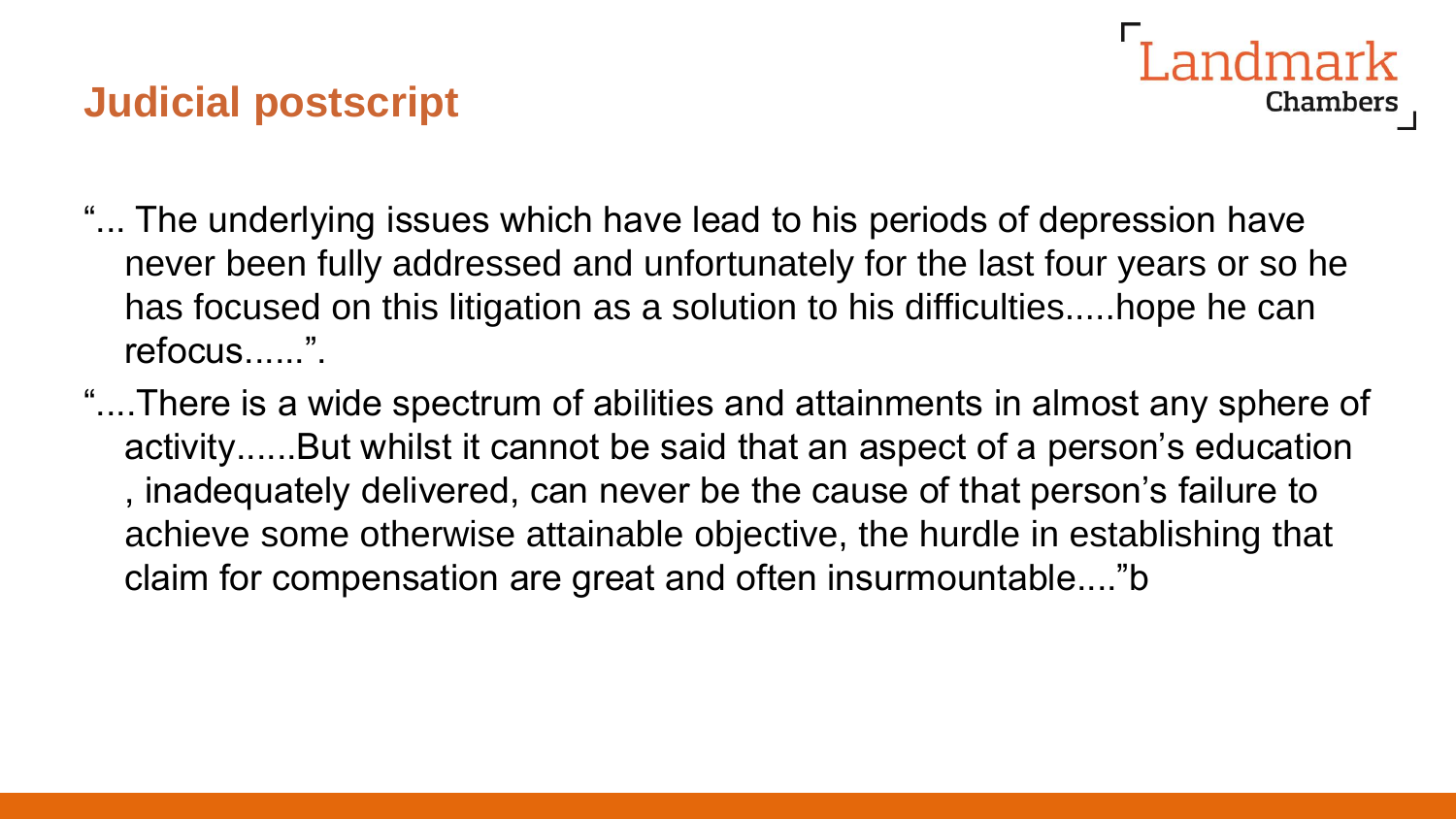## Judicial postscript

- "... The underlying issues which have lead to his periods of depression have never been fully addressed and unfortunately for the last four years or so he has focused on this litigation as a solution to his difficulties.....hope he can refocus......".
- "....There is a wide spectrum of abilities and attainments in almost any sphere of activity......But whilst it cannot be said that an aspect of a person's education , inadequately delivered, can never be the cause of that person's failure to achieve some otherwise attainable objective, the hurdle in establishing that claim for compensation are great and often insurmountable...."b